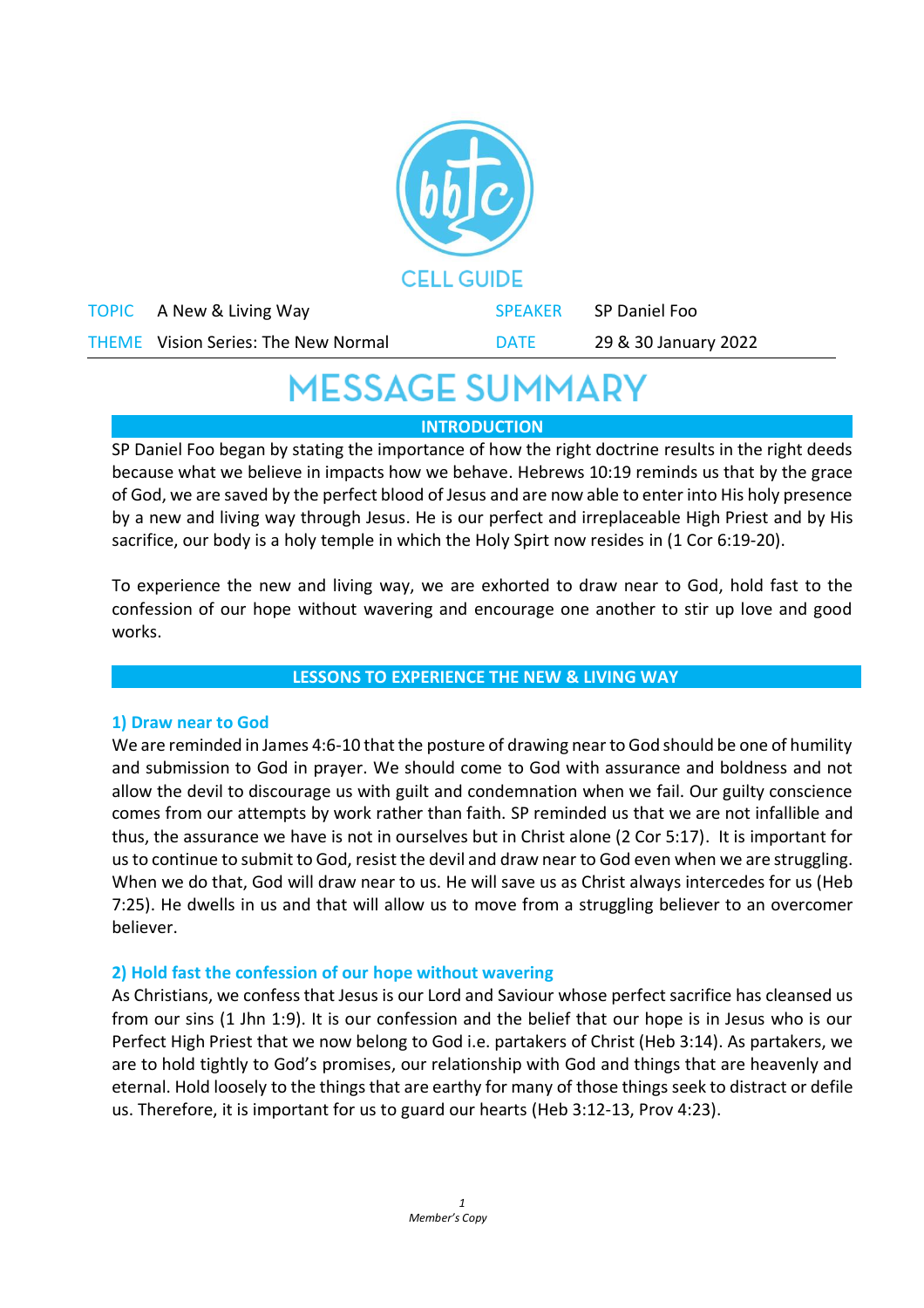CELL GUIDE

| TOPIC | A New & Living Way | SPEAKER | SP Daniel Foo |
| --- | --- | --- | --- |
| THEME | Vision Series: The New Normal | DATE | 29 & 30 January 2022 |

# MESSAGE SUMMARY

## INTRODUCTION

SP Daniel Foo began by stating the importance of how the right doctrine results in the right deeds because what we believe in impacts how we behave. Hebrews 10:19 reminds us that by the grace of God, we are saved by the perfect blood of Jesus and are now able to enter into His holy presence by a new and living way through Jesus. He is our perfect and irreplaceable High Priest and by His sacrifice, our body is a holy temple in which the Holy Spirt now resides in (1 Cor 6:19-20).

To experience the new and living way, we are exhorted to draw near to God, hold fast to the confession of our hope without wavering and encourage one another to stir up love and good works.

## LESSONS TO EXPERIENCE THE NEW & LIVING WAY

### 1) Draw near to God

We are reminded in James 4:6-10 that the posture of drawing near to God should be one of humility and submission to God in prayer. We should come to God with assurance and boldness and not allow the devil to discourage us with guilt and condemnation when we fail. Our guilty conscience comes from our attempts by work rather than faith. SP reminded us that we are not infallible and thus, the assurance we have is not in ourselves but in Christ alone (2 Cor 5:17). It is important for us to continue to submit to God, resist the devil and draw near to God even when we are struggling. When we do that, God will draw near to us. He will save us as Christ always intercedes for us (Heb 7:25). He dwells in us and that will allow us to move from a struggling believer to an overcomer believer.

### 2) Hold fast the confession of our hope without wavering

As Christians, we confess that Jesus is our Lord and Saviour whose perfect sacrifice has cleansed us from our sins (1 Jhn 1:9). It is our confession and the belief that our hope is in Jesus who is our Perfect High Priest that we now belong to God i.e. partakers of Christ (Heb 3:14). As partakers, we are to hold tightly to God's promises, our relationship with God and things that are heavenly and eternal. Hold loosely to the things that are earthy for many of those things seek to distract or defile us. Therefore, it is important for us to guard our hearts (Heb 3:12-13, Prov 4:23).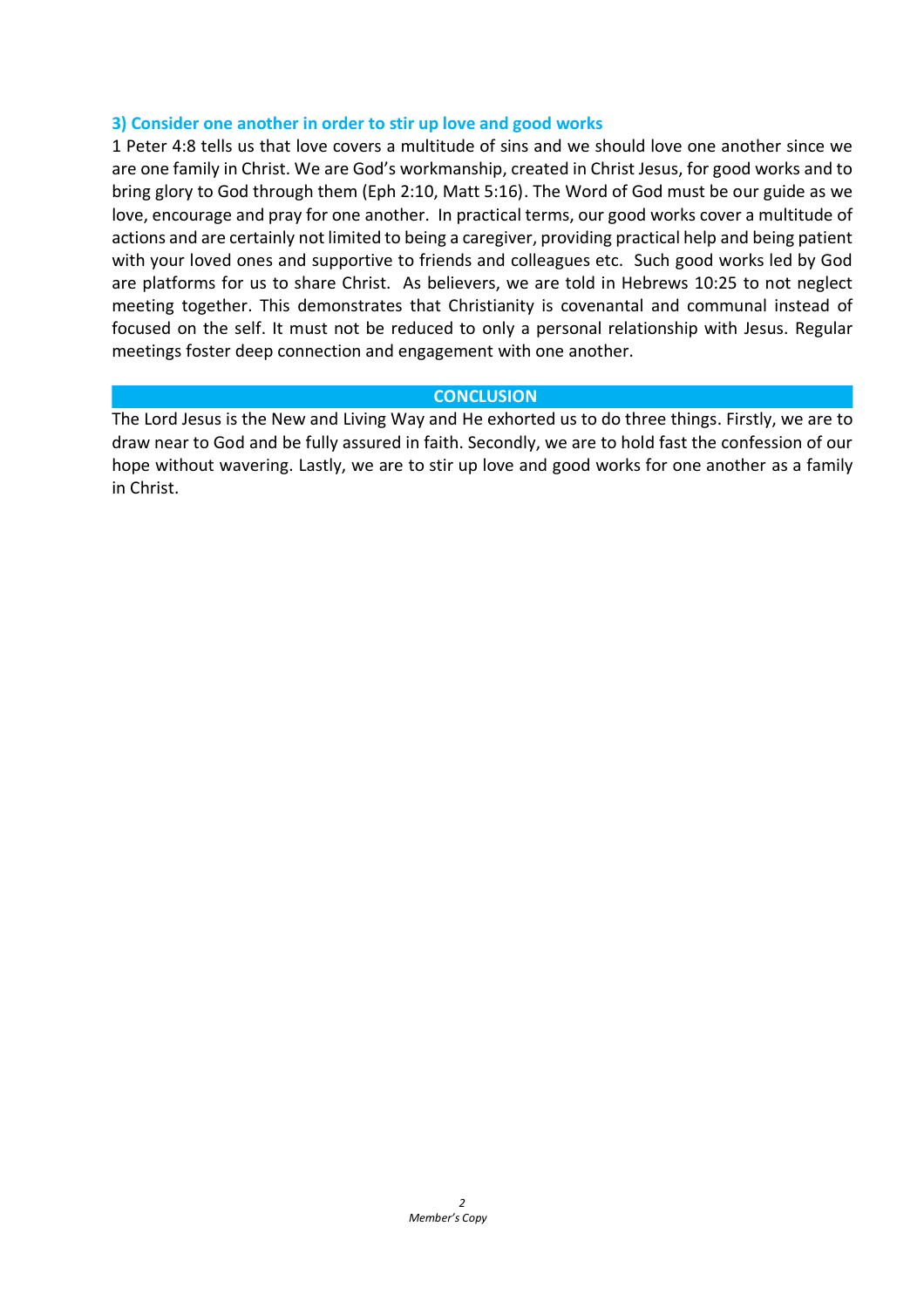### 3) Consider one another in order to stir up love and good works

1 Peter 4:8 tells us that love covers a multitude of sins and we should love one another since we are one family in Christ. We are God's workmanship, created in Christ Jesus, for good works and to bring glory to God through them (Eph 2:10, Matt 5:16). The Word of God must be our guide as we love, encourage and pray for one another. In practical terms, our good works cover a multitude of actions and are certainly not limited to being a caregiver, providing practical help and being patient with your loved ones and supportive to friends and colleagues etc. Such good works led by God are platforms for us to share Christ. As believers, we are told in Hebrews 10:25 to not neglect meeting together. This demonstrates that Christianity is covenantal and communal instead of focused on the self. It must not be reduced to only a personal relationship with Jesus. Regular meetings foster deep connection and engagement with one another.

## CONCLUSION

The Lord Jesus is the New and Living Way and He exhorted us to do three things. Firstly, we are to draw near to God and be fully assured in faith. Secondly, we are to hold fast the confession of our hope without wavering. Lastly, we are to stir up love and good works for one another as a family in Christ.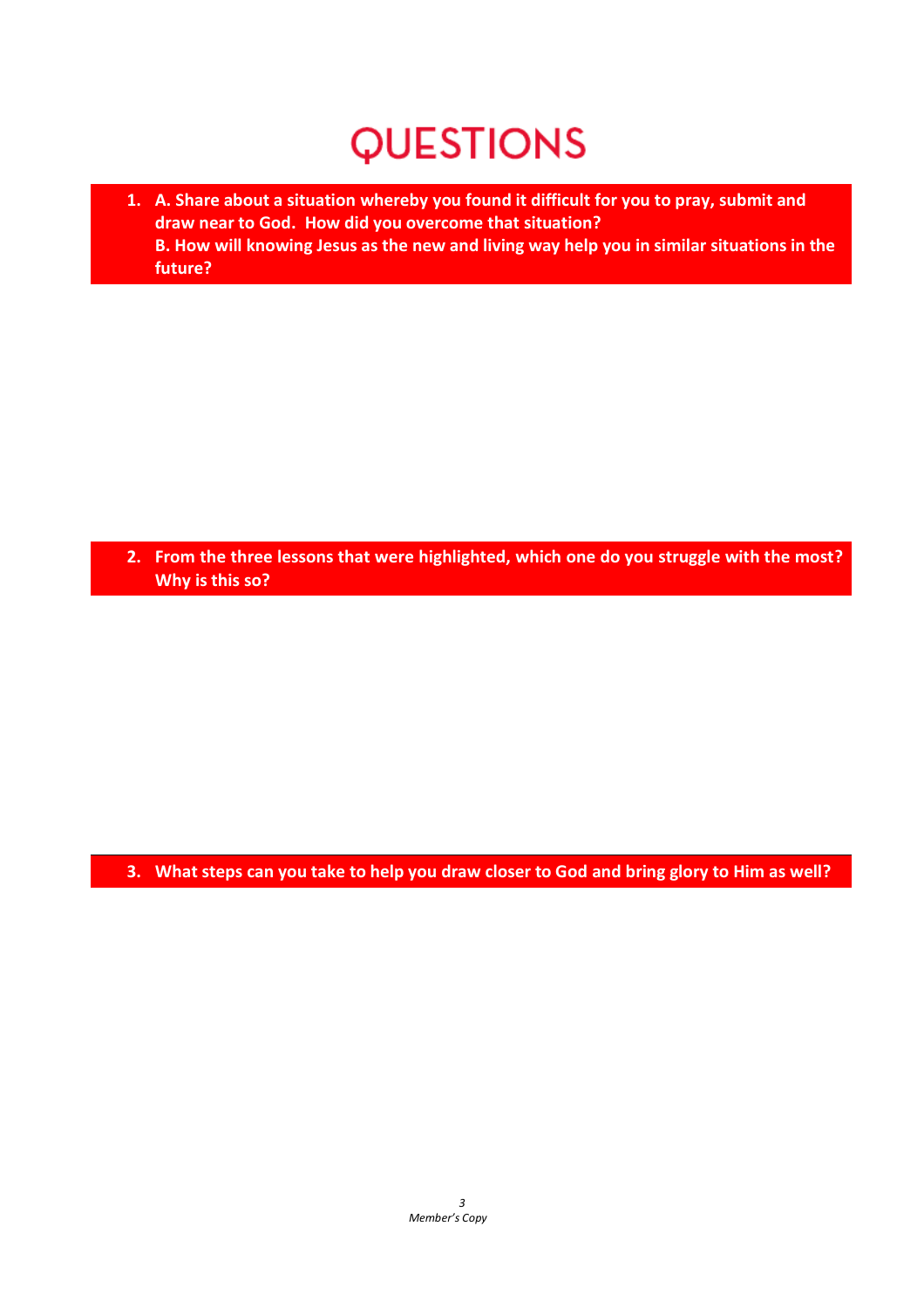# QUESTIONS

1. **A. Share about a situation whereby you found it difficult for you to pray, submit and draw near to God. How did you overcome that situation?**
   **B. How will knowing Jesus as the new and living way help you in similar situations in the future?**

2. **From the three lessons that were highlighted, which one do you struggle with the most? Why is this so?**

3. **What steps can you take to help you draw closer to God and bring glory to Him as well?**

*Member's Copy*